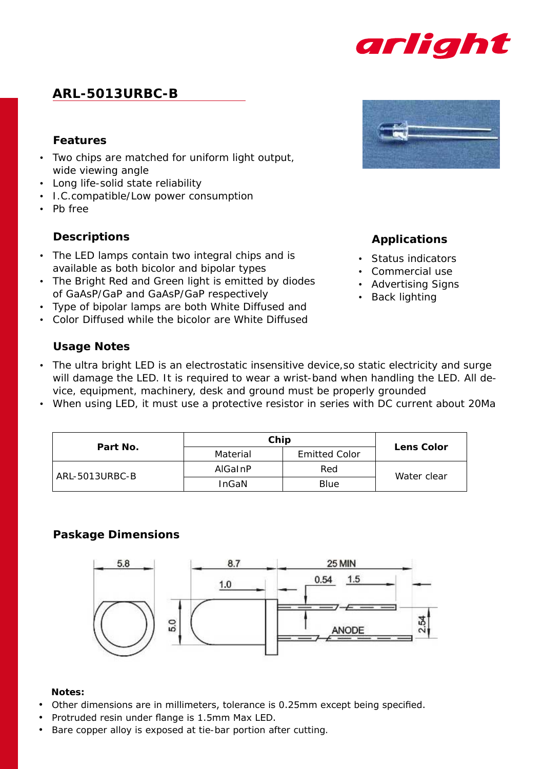# ARL-5013URBC-B

## Features

- Two chips are matched for uniform light output, wide viewing angle
- Long life-solid state reliability
- I.C.compatible/Low power consumption
- Pb free

## Descriptions

- The LED lamps contain two integral chips and is available as both bicolor and bipolar types
- The Bright Red and Green light is emitted by diodes of GaAsP/GaP and GaAsP/GaP respectively
- Type of bipolar lamps are both White Diffused and
- Color Diffused while the bicolor are White Diffused

## Applications

- Status indicators
- Commercial use
- Advertising Signs
- Back lighting

## Usage Notes

- The ultra bright LED is an electrostatic insensitive device,so static electricity and surge will damage the LED. It is required to wear a wrist-band when handling the LED. All device, equipment, machinery, desk and ground must be properly grounded
- When using LED, it must use a protective resistor in series with DC current about 20Ma

| Part No. | Chip | | Lens Color |
|---|---|---|---|
| | Material | Emitted Color | |
| ARL-5013URBC-B | AlGaInP | Red | Water clear |
| | InGaN | Blue | |

## Paskage Dimensions

5.8 | 8.7 | 25 MIN | 1.0 | 0.54 | 1.5 | 5.0 | 2.54 | ANODE

**Notes:**

- Other dimensions are in millimeters, tolerance is 0.25mm except being specified.
- Protruded resin under flange is 1.5mm Max LED.
- Bare copper alloy is exposed at tie-bar portion after cutting.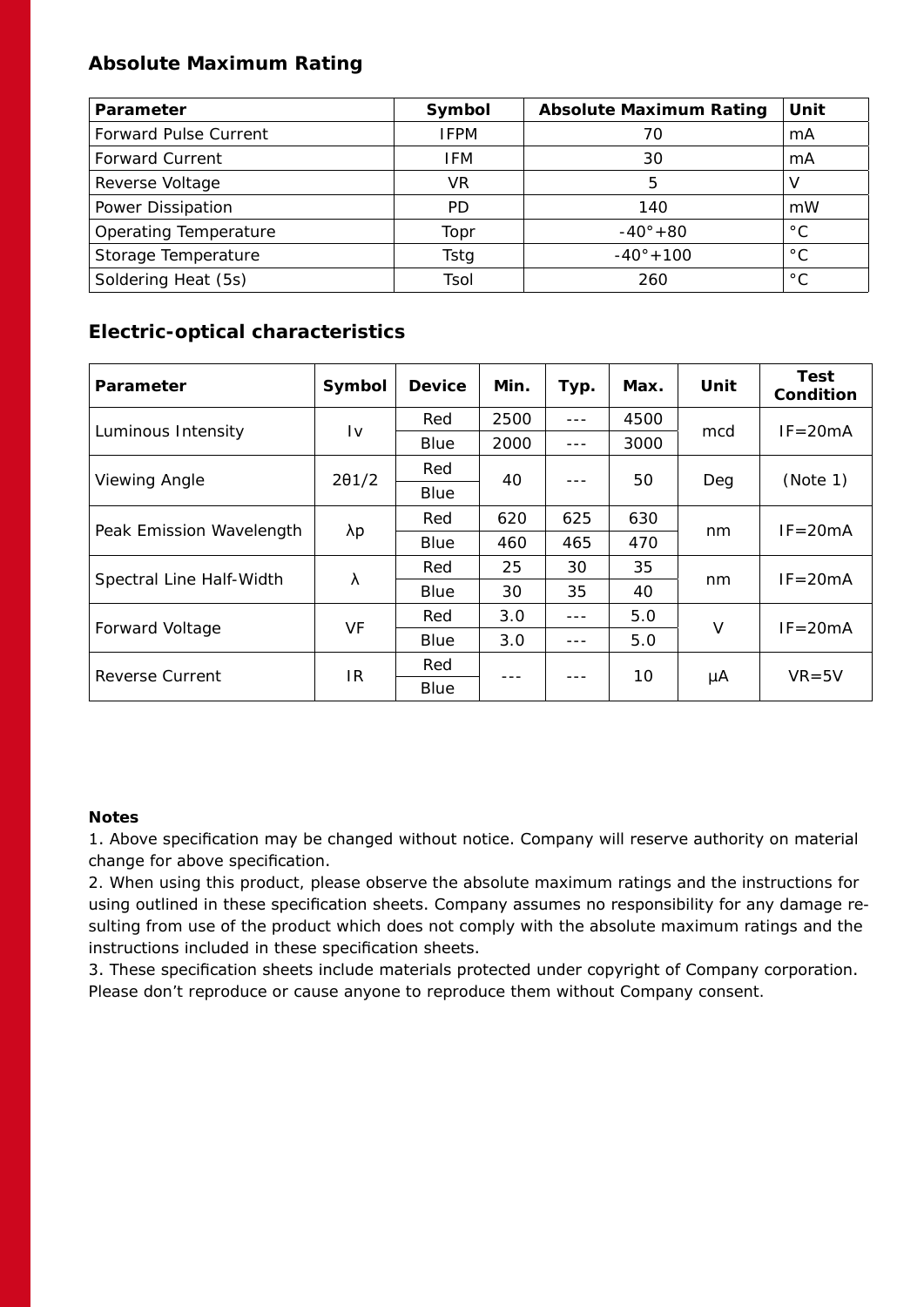## Absolute Maximum Rating

| Parameter | Symbol | Absolute Maximum Rating | Unit |
|---|---|---|---|
| Forward Pulse Current | IFPM | 70 | mA |
| Forward Current | IFM | 30 | mA |
| Reverse Voltage | VR | 5 | V |
| Power Dissipation | PD | 140 | mW |
| Operating Temperature | Topr | -40°+80 | °C |
| Storage Temperature | Tstg | -40°+100 | °C |
| Soldering Heat (5s) | Tsol | 260 | °C |

## Electric-optical characteristics

| Parameter | Symbol | Device | Min. | Typ. | Max. | Unit | Test Condition |
|---|---|---|---|---|---|---|---|
| Luminous Intensity | Iv | Red | 2500 | --- | 4500 | mcd | IF=20mA |
| | | Blue | 2000 | --- | 3000 | | |
| Viewing Angle | 2θ1/2 | Red | 40 | --- | 50 | Deg | (Note 1) |
| | | Blue | | | | | |
| Peak Emission Wavelength | λp | Red | 620 | 625 | 630 | nm | IF=20mA |
| | | Blue | 460 | 465 | 470 | | |
| Spectral Line Half-Width | λ | Red | 25 | 30 | 35 | nm | IF=20mA |
| | | Blue | 30 | 35 | 40 | | |
| Forward Voltage | VF | Red | 3.0 | --- | 5.0 | V | IF=20mA |
| | | Blue | 3.0 | --- | 5.0 | | |
| Reverse Current | IR | Red | --- | --- | 10 | μA | VR=5V |
| | | Blue | | | | | |

**Notes**

1. Above specification may be changed without notice. Company will reserve authority on material change for above specification.
2. When using this product, please observe the absolute maximum ratings and the instructions for using outlined in these specification sheets. Company assumes no responsibility for any damage resulting from use of the product which does not comply with the absolute maximum ratings and the instructions included in these specification sheets.
3. These specification sheets include materials protected under copyright of Company corporation. Please don't reproduce or cause anyone to reproduce them without Company consent.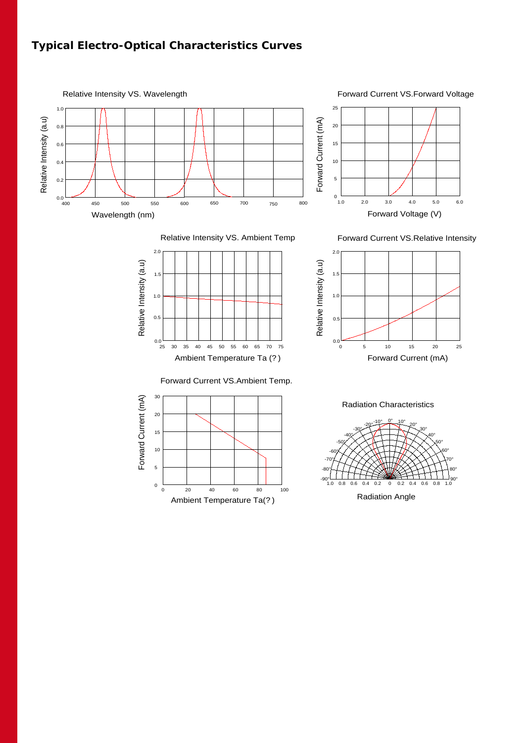## Typical Electro-Optical Characteristics Curves

Relative Intensity VS. Wavelength

Relative Intensity (a.u)

1.0
0.8
0.6
0.4
0.2
0.0

400 450 500 550 600 650 700 750 800

Wavelength (nm)

Forward Current VS.Forward Voltage

Forward Current (mA)

25
20
15
10
5
0

1.0 2.0 3.0 4.0 5.0 6.0

Forward Voltage (V)

Relative Intensity VS. Ambient Temp

Relative Intensity (a.u)

2.0
1.5
1.0
0.5
0.0

25 30 35 40 45 50 55 60 65 70 75

Ambient Temperature Ta (?)

Forward Current VS.Relative Intensity

Relative Intensity (a.u)

2.0
1.5
1.0
0.5
0.0

0 5 10 15 20 25

Forward Current (mA)

Forward Current VS.Ambient Temp.

Forward Current (mA)

30
20
15
10
5
0

0 20 40 60 80 100

Ambient Temperature Ta(?)

Radiation Characteristics

0° 10° 20° 30° 40° 50° 60° 70° 80° 90°
-10° -20° -30° -40° -50° -60° -70° -80° -90°

1.0 0.8 0.6 0.4 0.2 0 0.2 0.4 0.6 0.8 1.0

Radiation Angle